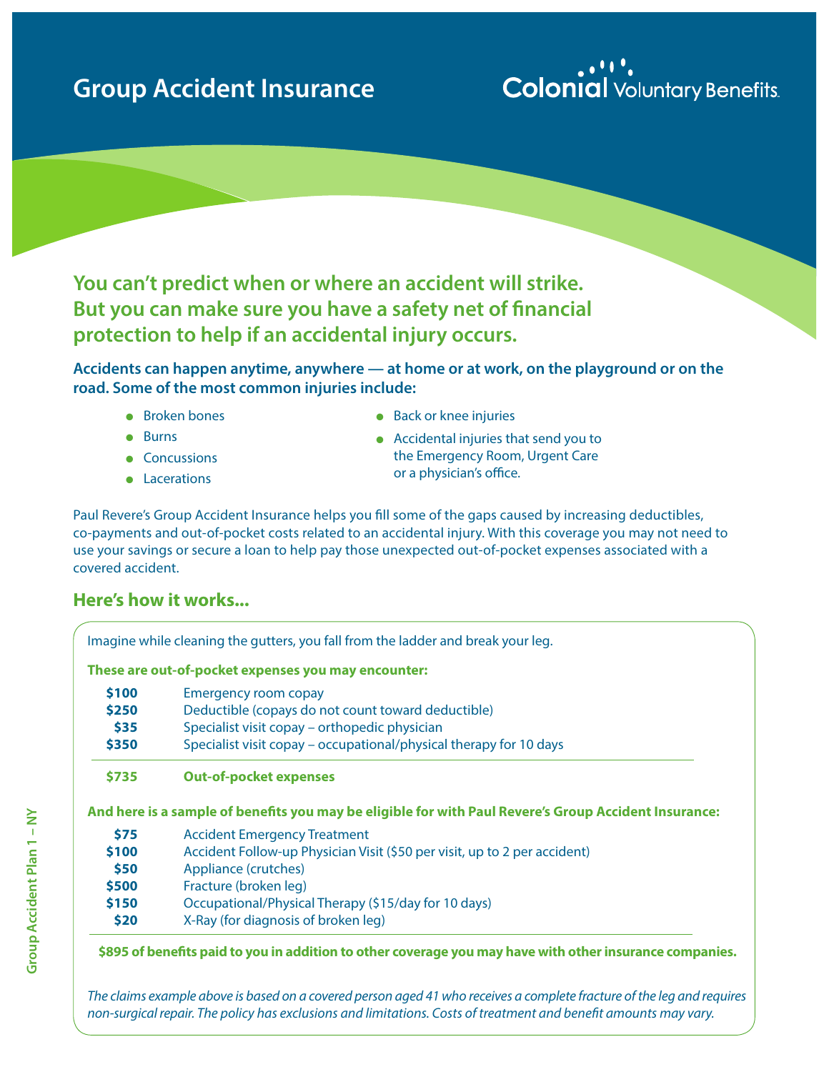# Group Accident Insurance

Colonial Voluntary Benefits

## You can't predict when or where an accident will strike. But you can make sure you have a safety net of financial protection to help if an accidental injury occurs.

**Accidents can happen anytime, anywhere — at home or at work, on the playground or on the road. Some of the most common injuries include:**

- Broken bones
- Burns
- Concussions
- Lacerations
- Back or knee injuries
- Accidental injuries that send you to the Emergency Room, Urgent Care or a physician's office.

Paul Revere's Group Accident Insurance helps you fill some of the gaps caused by increasing deductibles, co-payments and out-of-pocket costs related to an accidental injury. With this coverage you may not need to use your savings or secure a loan to help pay those unexpected out-of-pocket expenses associated with a covered accident.

## Here's how it works...

Imagine while cleaning the gutters, you fall from the ladder and break your leg.

**These are out-of-pocket expenses you may encounter:**

| | |
|---|---|
| **$100** | Emergency room copay |
| **$250** | Deductible (copays do not count toward deductible) |
| **$35** | Specialist visit copay – orthopedic physician |
| **$350** | Specialist visit copay – occupational/physical therapy for 10 days |
| **$735** | **Out-of-pocket expenses** |

**And here is a sample of benefits you may be eligible for with Paul Revere's Group Accident Insurance:**

| | |
|---|---|
| **$75** | Accident Emergency Treatment |
| **$100** | Accident Follow-up Physician Visit ($50 per visit, up to 2 per accident) |
| **$50** | Appliance (crutches) |
| **$500** | Fracture (broken leg) |
| **$150** | Occupational/Physical Therapy ($15/day for 10 days) |
| **$20** | X-Ray (for diagnosis of broken leg) |

**$895 of benefits paid to you in addition to other coverage you may have with other insurance companies.**

*The claims example above is based on a covered person aged 41 who receives a complete fracture of the leg and requires non-surgical repair. The policy has exclusions and limitations. Costs of treatment and benefit amounts may vary.*

Group Accident Plan 1 – NY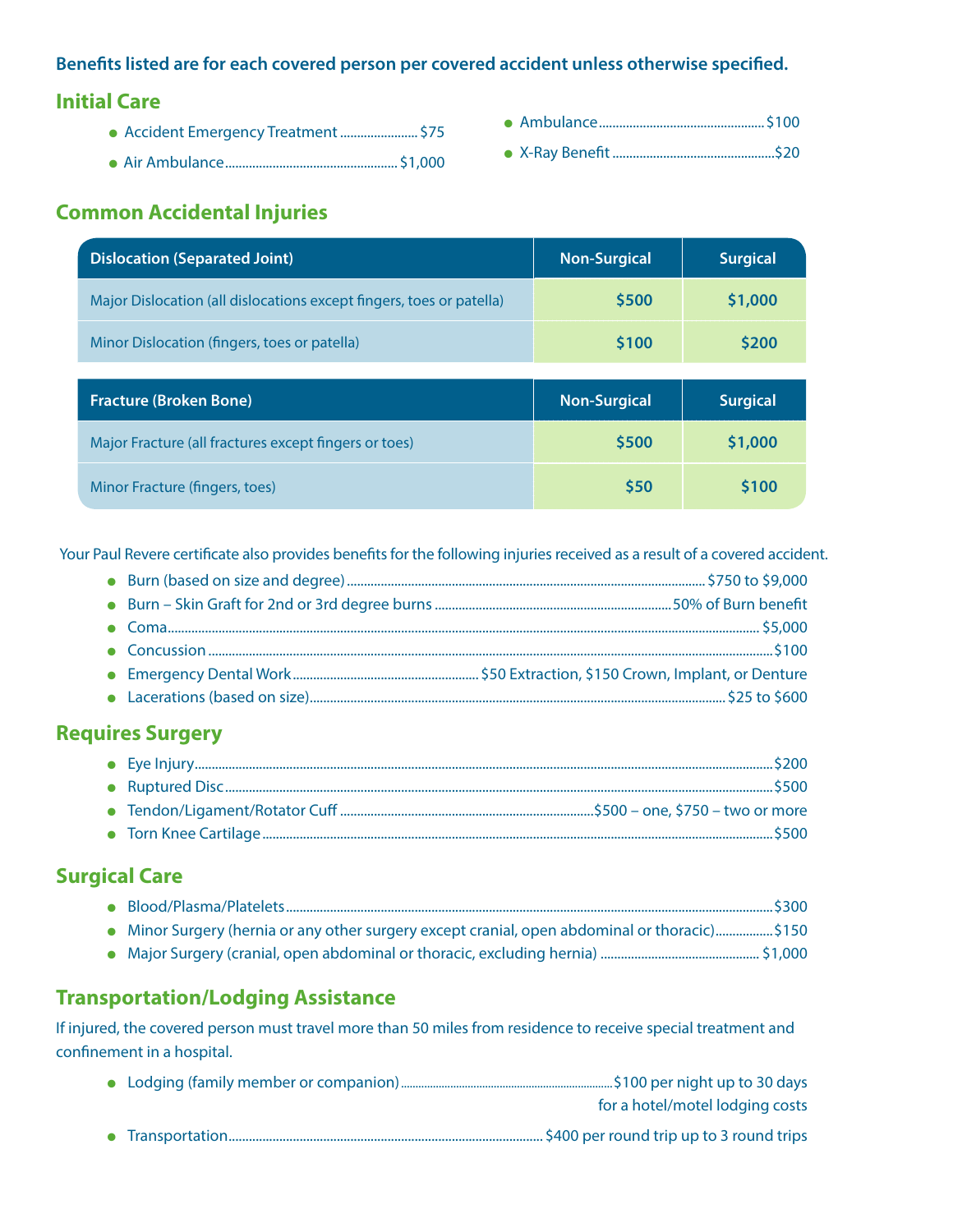**Benefits listed are for each covered person per covered accident unless otherwise specified.**

## Initial Care

- Accident Emergency Treatment $75
- Air Ambulance $1,000
- Ambulance $100
- X-Ray Benefit $20

## Common Accidental Injuries

| Dislocation (Separated Joint) | Non-Surgical | Surgical |
|---|---|---|
| Major Dislocation (all dislocations except fingers, toes or patella) | $500 | $1,000 |
| Minor Dislocation (fingers, toes or patella) | $100 | $200 |

| Fracture (Broken Bone) | Non-Surgical | Surgical |
|---|---|---|
| Major Fracture (all fractures except fingers or toes) | $500 | $1,000 |
| Minor Fracture (fingers, toes) | $50 | $100 |

Your Paul Revere certificate also provides benefits for the following injuries received as a result of a covered accident.

- Burn (based on size and degree) $750 to $9,000
- Burn – Skin Graft for 2nd or 3rd degree burns 50% of Burn benefit
- Coma $5,000
- Concussion $100
- Emergency Dental Work $50 Extraction, $150 Crown, Implant, or Denture
- Lacerations (based on size) $25 to $600

## Requires Surgery

- Eye Injury $200
- Ruptured Disc $500
- Tendon/Ligament/Rotator Cuff $500 – one, $750 – two or more
- Torn Knee Cartilage $500

## Surgical Care

- Blood/Plasma/Platelets $300
- Minor Surgery (hernia or any other surgery except cranial, open abdominal or thoracic) $150
- Major Surgery (cranial, open abdominal or thoracic, excluding hernia) $1,000

## Transportation/Lodging Assistance

If injured, the covered person must travel more than 50 miles from residence to receive special treatment and confinement in a hospital.

- Lodging (family member or companion) $100 per night up to 30 days for a hotel/motel lodging costs
- Transportation $400 per round trip up to 3 round trips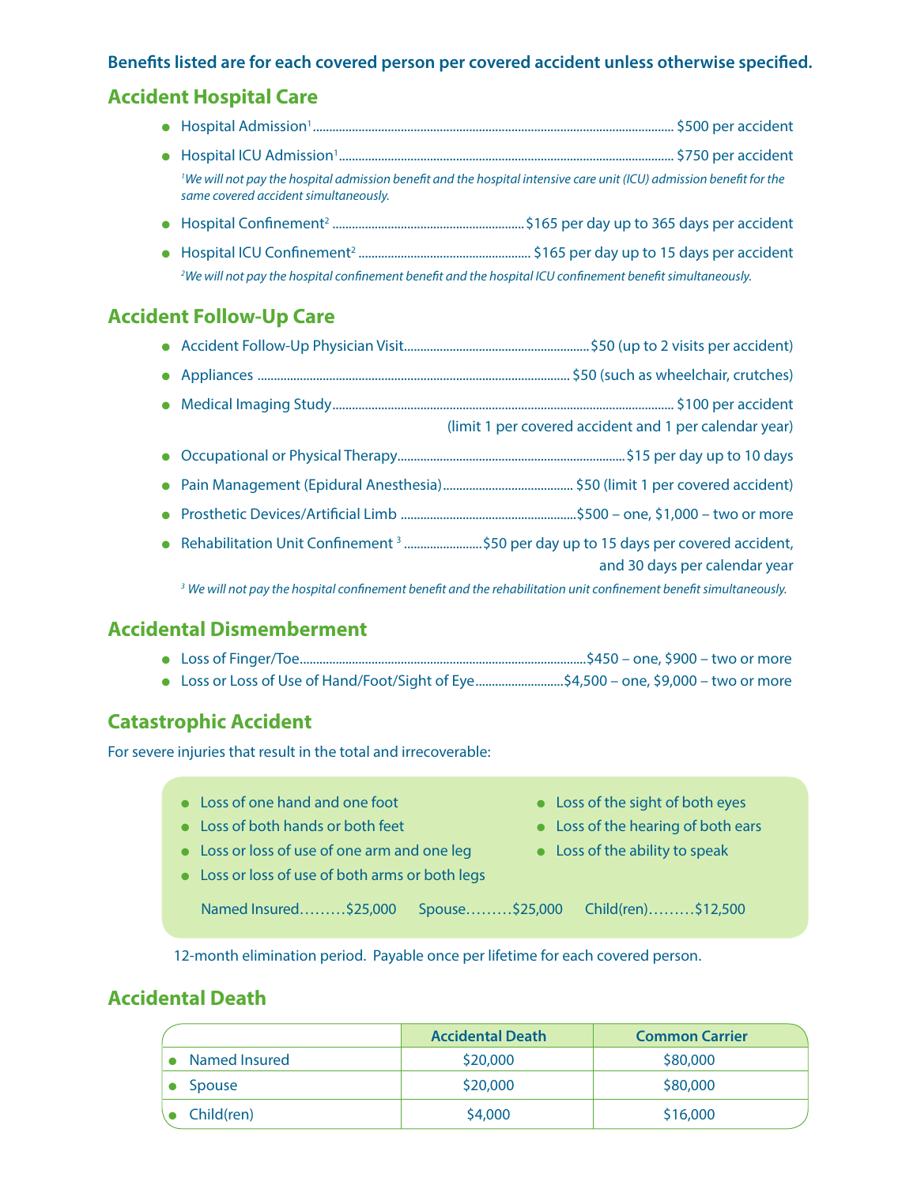**Benefits listed are for each covered person per covered accident unless otherwise specified.**

## Accident Hospital Care

- Hospital Admission[1] ................................................ $500 per accident
- Hospital ICU Admission[1] ................................................ $750 per accident

*[1]We will not pay the hospital admission benefit and the hospital intensive care unit (ICU) admission benefit for the same covered accident simultaneously.*

- Hospital Confinement[2] ................................................ $165 per day up to 365 days per accident
- Hospital ICU Confinement[2] ................................................ $165 per day up to 15 days per accident

*[2]We will not pay the hospital confinement benefit and the hospital ICU confinement benefit simultaneously.*

## Accident Follow-Up Care

- Accident Follow-Up Physician Visit ................................................ $50 (up to 2 visits per accident)
- Appliances ................................................ $50 (such as wheelchair, crutches)
- Medical Imaging Study ................................................ $100 per accident (limit 1 per covered accident and 1 per calendar year)
- Occupational or Physical Therapy ................................................ $15 per day up to 10 days
- Pain Management (Epidural Anesthesia) ................................................ $50 (limit 1 per covered accident)
- Prosthetic Devices/Artificial Limb ................................................ $500 – one, $1,000 – two or more
- Rehabilitation Unit Confinement [3] ................................................ $50 per day up to 15 days per covered accident, and 30 days per calendar year

*[3] We will not pay the hospital confinement benefit and the rehabilitation unit confinement benefit simultaneously.*

## Accidental Dismemberment

- Loss of Finger/Toe ................................................ $450 – one, $900 – two or more
- Loss or Loss of Use of Hand/Foot/Sight of Eye ................................................ $4,500 – one, $9,000 – two or more

## Catastrophic Accident

For severe injuries that result in the total and irrecoverable:

- Loss of one hand and one foot
- Loss of both hands or both feet
- Loss or loss of use of one arm and one leg
- Loss or loss of use of both arms or both legs
- Loss of the sight of both eyes
- Loss of the hearing of both ears
- Loss of the ability to speak

Named Insured.........$25,000 Spouse.........$25,000 Child(ren).........$12,500

12-month elimination period. Payable once per lifetime for each covered person.

## Accidental Death

| | Accidental Death | Common Carrier |
|---|---|---|
| Named Insured | $20,000 | $80,000 |
| Spouse | $20,000 | $80,000 |
| Child(ren) | $4,000 | $16,000 |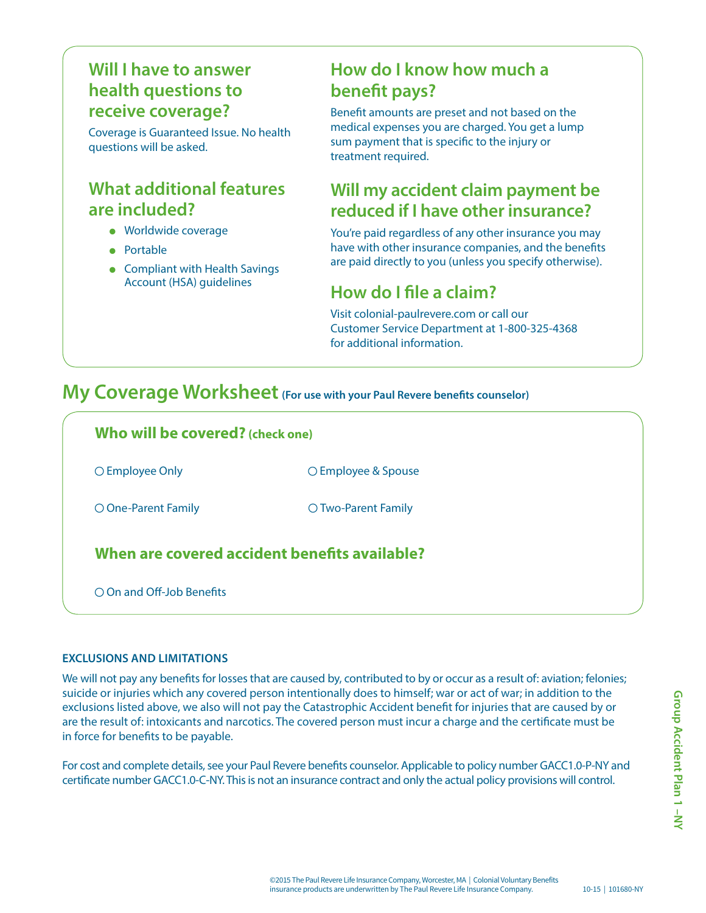## Will I have to answer health questions to receive coverage?

Coverage is Guaranteed Issue. No health questions will be asked.

## What additional features are included?

- Worldwide coverage
- Portable
- Compliant with Health Savings Account (HSA) guidelines

## How do I know how much a benefit pays?

Benefit amounts are preset and not based on the medical expenses you are charged. You get a lump sum payment that is specific to the injury or treatment required.

## Will my accident claim payment be reduced if I have other insurance?

You're paid regardless of any other insurance you may have with other insurance companies, and the benefits are paid directly to you (unless you specify otherwise).

## How do I file a claim?

Visit colonial-paulrevere.com or call our Customer Service Department at 1-800-325-4368 for additional information.

# My Coverage Worksheet **(For use with your Paul Revere benefits counselor)**

### Who will be covered? **(check one)**

○ Employee Only
○ Employee & Spouse
○ One-Parent Family
○ Two-Parent Family

### When are covered accident benefits available?

○ On and Off-Job Benefits

**EXCLUSIONS AND LIMITATIONS**

We will not pay any benefits for losses that are caused by, contributed to by or occur as a result of: aviation; felonies; suicide or injuries which any covered person intentionally does to himself; war or act of war; in addition to the exclusions listed above, we also will not pay the Catastrophic Accident benefit for injuries that are caused by or are the result of: intoxicants and narcotics. The covered person must incur a charge and the certificate must be in force for benefits to be payable.

For cost and complete details, see your Paul Revere benefits counselor. Applicable to policy number GACC1.0-P-NY and certificate number GACC1.0-C-NY. This is not an insurance contract and only the actual policy provisions will control.

Group Accident Plan 1 –NY

©2015 The Paul Revere Life Insurance Company, Worcester, MA | Colonial Voluntary Benefits insurance products are underwritten by The Paul Revere Life Insurance Company.

10-15 | 101680-NY